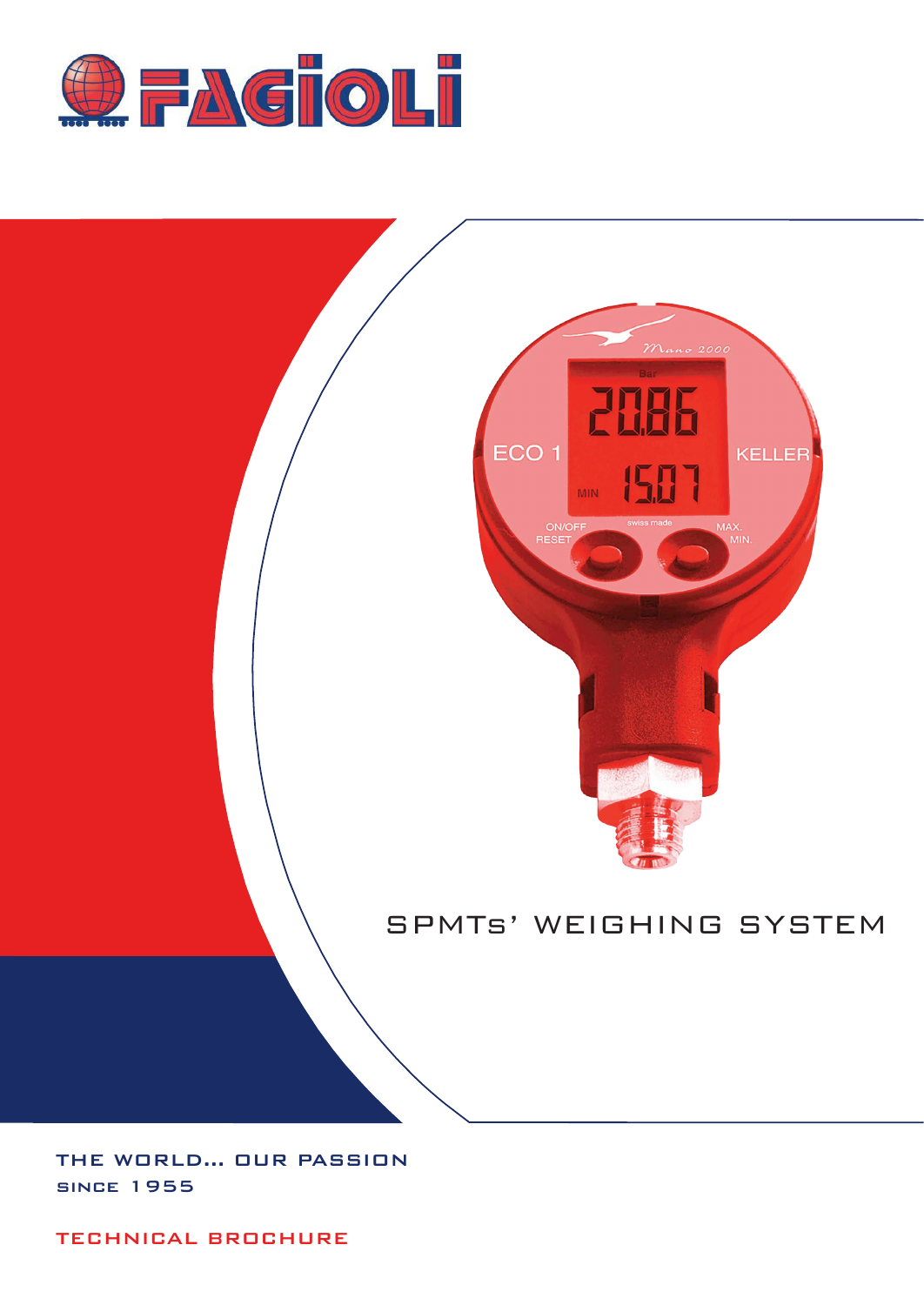# FAGIOLI

## SPMTs' WEIGHING SYSTEM

THE WORLD... OUR PASSION
SINCE 1955

TECHNICAL BROCHURE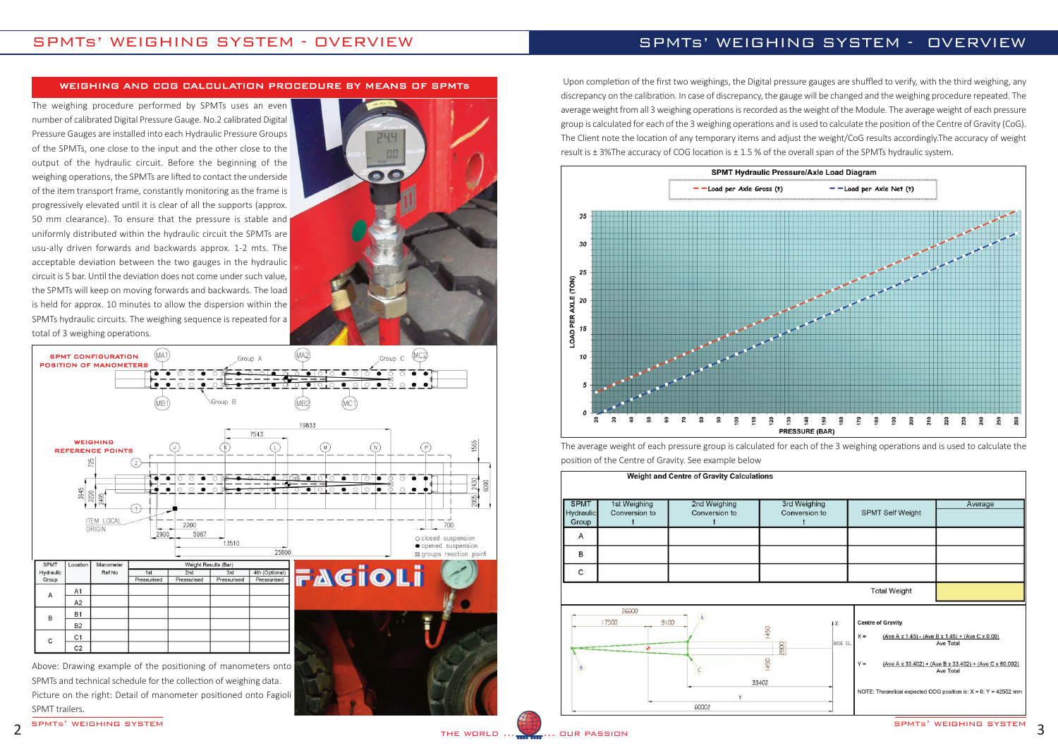## SPMTs' WEIGHING SYSTEM - OVERVIEW

### WEIGHING AND COG CALCULATION PROCEDURE BY MEANS OF SPMTs

The weighing procedure performed by SPMTs uses an even number of calibrated Digital Pressure Gauge. No.2 calibrated Digital Pressure Gauges are installed into each Hydraulic Pressure Groups of the SPMTs, one close to the input and the other close to the output of the hydraulic circuit. Before the beginning of the weighing operations, the SPMTs are lifted to contact the underside of the item transport frame, constantly monitoring as the frame is progressively elevated until it is clear of all the supports (approx. 50 mm clearance). To ensure that the pressure is stable and uniformly distributed within the hydraulic circuit the SPMTs are usu-ally driven forwards and backwards approx. 1-2 mts. The acceptable deviation between the two gauges in the hydraulic circuit is 5 bar. Until the deviation does not come under such value, the SPMTs will keep on moving forwards and backwards. The load is held for approx. 10 minutes to allow the dispersion within the SPMTs hydraulic circuits. The weighing sequence is repeated for a total of 3 weighing operations.

SPMT CONFIGURATION
POSITION OF MANOMETERS

WEIGHING
REFERENCE POINTS

| SPMT Hydraulic Group | Location | Manometer Ref No | Weight Results (Bar) 1st Pressurised | 2nd Pressurised | 3rd Pressurised | 4th (Optional) Pressurised |
|---|---|---|---|---|---|---|
| A | A1 | | | | | |
| | A2 | | | | | |
| B | B1 | | | | | |
| | B2 | | | | | |
| C | C1 | | | | | |
| | C2 | | | | | |

Above: Drawing example of the positioning of manometers onto SPMTs and technical schedule for the collection of weighing data.
Picture on the right: Detail of manometer positioned onto Fagioli SPMT trailers.

Upon completion of the first two weighings, the Digital pressure gauges are shuffled to verify, with the third weighing, any discrepancy on the calibration. In case of discrepancy, the gauge will be changed and the weighing procedure repeated. The average weight from all 3 weighing operations is recorded as the weight of the Module. The average weight of each pressure group is calculated for each of the 3 weighing operations and is used to calculate the position of the Centre of Gravity (CoG). The Client note the location of any temporary items and adjust the weight/CoG results accordingly.The accuracy of weight result is ± 3%The accuracy of COG location is ± 1.5 % of the overall span of the SPMTs hydraulic system.

SPMT Hydraulic Pressure/Axle Load Diagram

Load per Axle Gross (t) — Load per Axle Net (t)

The average weight of each pressure group is calculated for each of the 3 weighing operations and is used to calculate the position of the Centre of Gravity. See example below

**Weight and Centre of Gravity Calculations**

| SPMT Hydraulic Group | 1st Weighing Conversion to t | 2nd Weighing Conversion to t | 3rd Weighing Conversion to t | SPMT Self Weight | Average |
|---|---|---|---|---|---|
| A | | | | | |
| B | | | | | |
| C | | | | | |
| | | | | Total Weight | |

Centre of Gravity

X = (Ave A x 1.45) - (Ave B x 1.45) + (Ave C x 0.00) / Ave Total

Y = (Ave A x 33.402) + (Ave B x 33.402) + (Ave C x 60.002) / Ave Total

NOTE: Theoretical expected COG position is: X = 0; Y = 42502 mm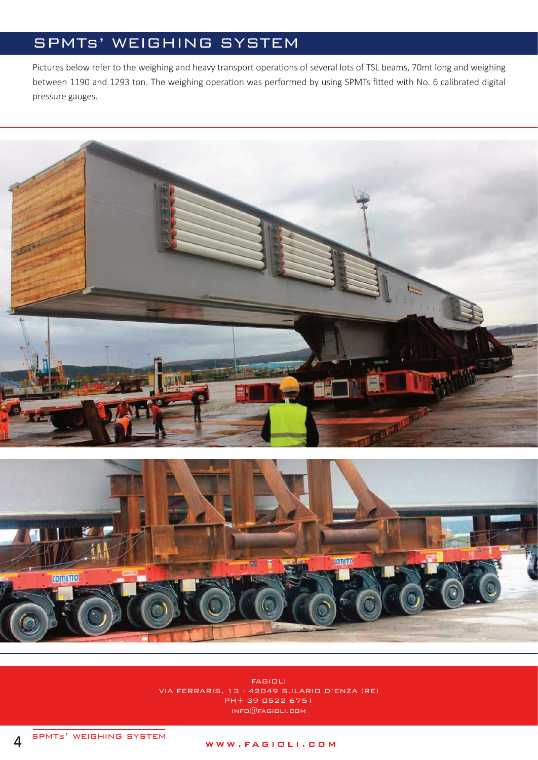# SPMTs' WEIGHING SYSTEM

Pictures below refer to the weighing and heavy transport operations of several lots of TSL beams, 70mt long and weighing between 1190 and 1293 ton. The weighing operation was performed by using SPMTs fitted with No. 6 calibrated digital pressure gauges.

FAGIOLI
VIA FERRARIS, 13 - 42049 S.ILARIO D'ENZA (RE)
PH+ 39 0522 6751
INFO@FAGIOLI.COM

WWW.FAGIOLI.COM